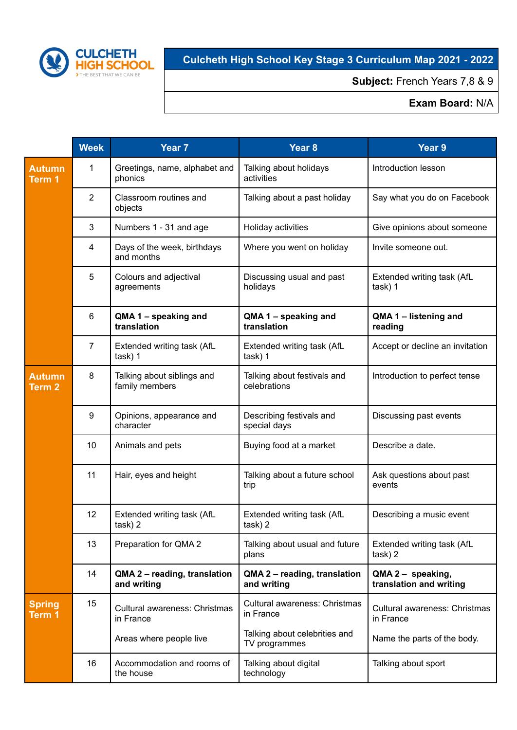CULCHETH HIGH SCHOOL
THE BEST THAT WE CAN BE

# Culcheth High School Key Stage 3 Curriculum Map 2021 - 2022

**Subject:** French Years 7,8 & 9

**Exam Board:** N/A

| | Week | Year 7 | Year 8 | Year 9 |
|---|---|---|---|---|
| **Autumn Term 1** | 1 | Greetings, name, alphabet and phonics | Talking about holidays activities | Introduction lesson |
| | 2 | Classroom routines and objects | Talking about a past holiday | Say what you do on Facebook |
| | 3 | Numbers 1 - 31 and age | Holiday activities | Give opinions about someone |
| | 4 | Days of the week, birthdays and months | Where you went on holiday | Invite someone out. |
| | 5 | Colours and adjectival agreements | Discussing usual and past holidays | Extended writing task (AfL task) 1 |
| | 6 | **QMA 1 – speaking and translation** | **QMA 1 – speaking and translation** | **QMA 1 – listening and reading** |
| | 7 | Extended writing task (AfL task) 1 | Extended writing task (AfL task) 1 | Accept or decline an invitation |
| **Autumn Term 2** | 8 | Talking about siblings and family members | Talking about festivals and celebrations | Introduction to perfect tense |
| | 9 | Opinions, appearance and character | Describing festivals and special days | Discussing past events |
| | 10 | Animals and pets | Buying food at a market | Describe a date. |
| | 11 | Hair, eyes and height | Talking about a future school trip | Ask questions about past events |
| | 12 | Extended writing task (AfL task) 2 | Extended writing task (AfL task) 2 | Describing a music event |
| | 13 | Preparation for QMA 2 | Talking about usual and future plans | Extended writing task (AfL task) 2 |
| | 14 | **QMA 2 – reading, translation and writing** | **QMA 2 – reading, translation and writing** | **QMA 2 – speaking, translation and writing** |
| **Spring Term 1** | 15 | Cultural awareness: Christmas in France<br><br>Areas where people live | Cultural awareness: Christmas in France<br><br>Talking about celebrities and TV programmes | Cultural awareness: Christmas in France<br><br>Name the parts of the body. |
| | 16 | Accommodation and rooms of the house | Talking about digital technology | Talking about sport |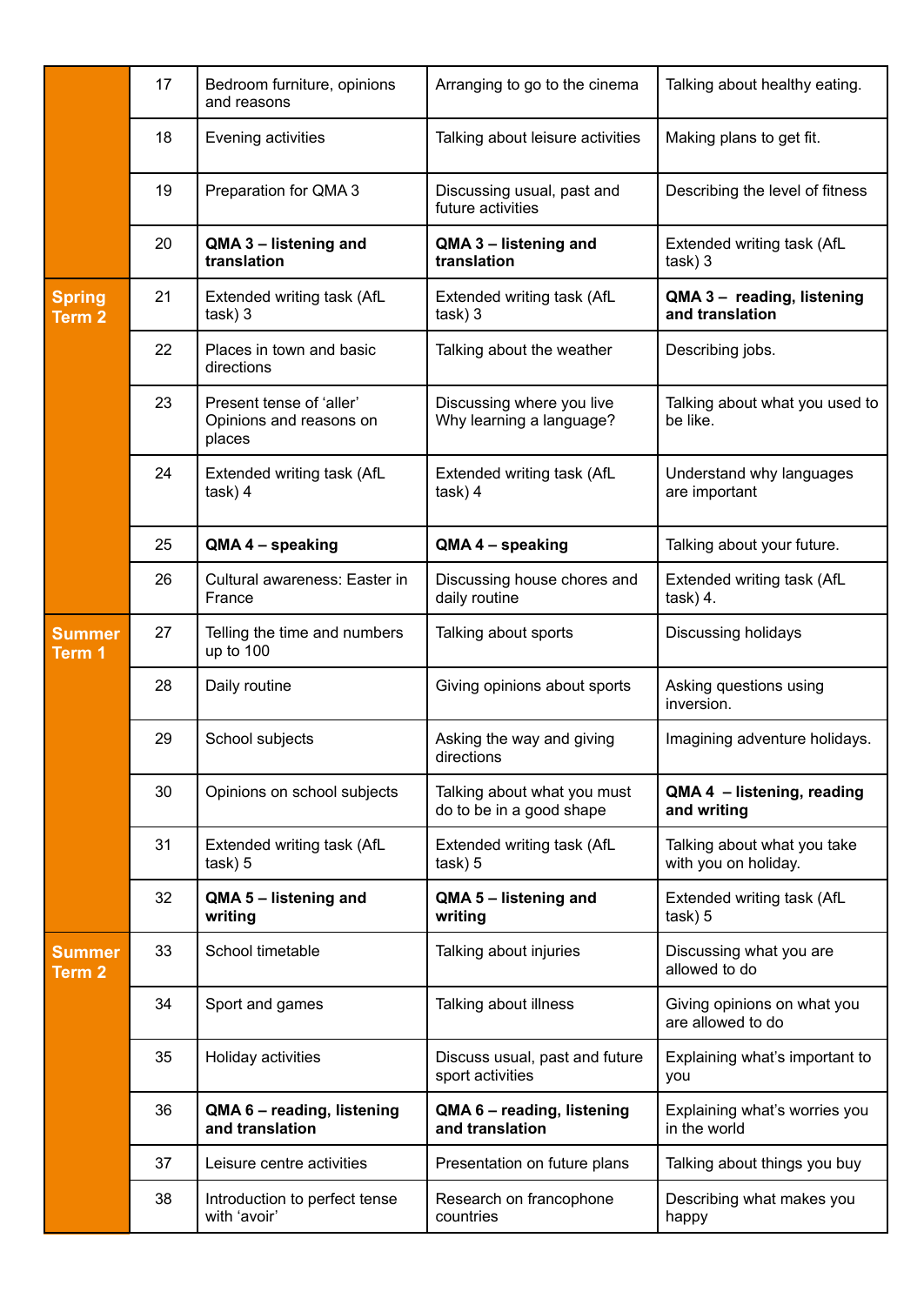| | | | | |
|---|---|---|---|---|
| | 17 | Bedroom furniture, opinions and reasons | Arranging to go to the cinema | Talking about healthy eating. |
| | 18 | Evening activities | Talking about leisure activities | Making plans to get fit. |
| | 19 | Preparation for QMA 3 | Discussing usual, past and future activities | Describing the level of fitness |
| | 20 | **QMA 3 – listening and translation** | **QMA 3 – listening and translation** | Extended writing task (AfL task) 3 |
| **Spring Term 2** | 21 | Extended writing task (AfL task) 3 | Extended writing task (AfL task) 3 | **QMA 3 – reading, listening and translation** |
| | 22 | Places in town and basic directions | Talking about the weather | Describing jobs. |
| | 23 | Present tense of 'aller' Opinions and reasons on places | Discussing where you live Why learning a language? | Talking about what you used to be like. |
| | 24 | Extended writing task (AfL task) 4 | Extended writing task (AfL task) 4 | Understand why languages are important |
| | 25 | **QMA 4 – speaking** | **QMA 4 – speaking** | Talking about your future. |
| | 26 | Cultural awareness: Easter in France | Discussing house chores and daily routine | Extended writing task (AfL task) 4. |
| **Summer Term 1** | 27 | Telling the time and numbers up to 100 | Talking about sports | Discussing holidays |
| | 28 | Daily routine | Giving opinions about sports | Asking questions using inversion. |
| | 29 | School subjects | Asking the way and giving directions | Imagining adventure holidays. |
| | 30 | Opinions on school subjects | Talking about what you must do to be in a good shape | **QMA 4 – listening, reading and writing** |
| | 31 | Extended writing task (AfL task) 5 | Extended writing task (AfL task) 5 | Talking about what you take with you on holiday. |
| | 32 | **QMA 5 – listening and writing** | **QMA 5 – listening and writing** | Extended writing task (AfL task) 5 |
| **Summer Term 2** | 33 | School timetable | Talking about injuries | Discussing what you are allowed to do |
| | 34 | Sport and games | Talking about illness | Giving opinions on what you are allowed to do |
| | 35 | Holiday activities | Discuss usual, past and future sport activities | Explaining what's important to you |
| | 36 | **QMA 6 – reading, listening and translation** | **QMA 6 – reading, listening and translation** | Explaining what's worries you in the world |
| | 37 | Leisure centre activities | Presentation on future plans | Talking about things you buy |
| | 38 | Introduction to perfect tense with 'avoir' | Research on francophone countries | Describing what makes you happy |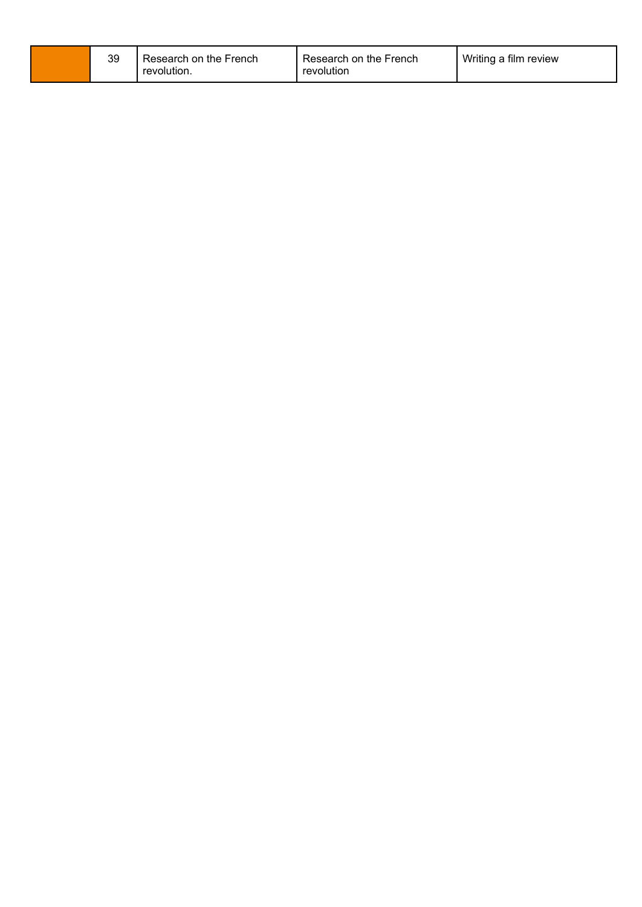| | | | | |
|---|---|---|---|---|
| | 39 | Research on the French revolution. | Research on the French revolution | Writing a film review |